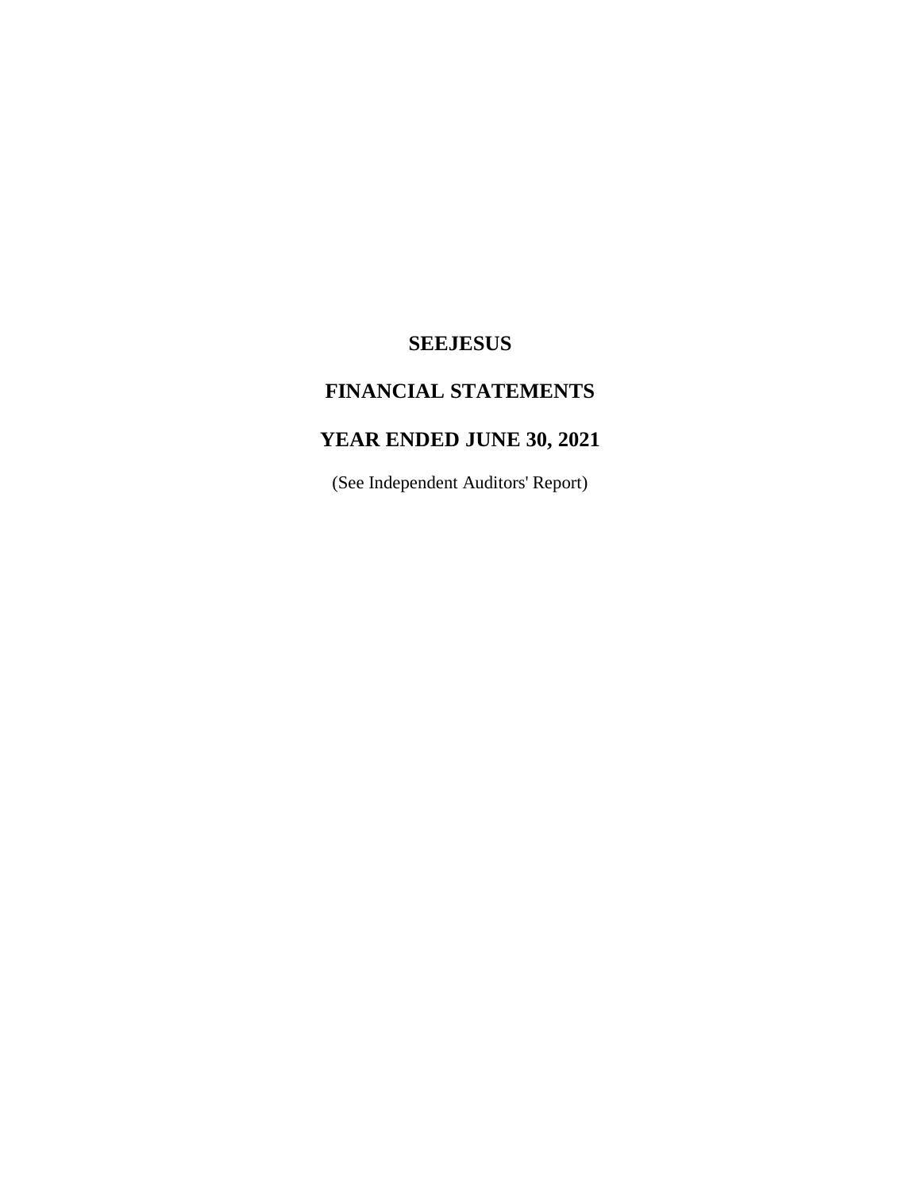# SEEJESUS

## FINANCIAL STATEMENTS

## YEAR ENDED JUNE 30, 2021

(See Independent Auditors' Report)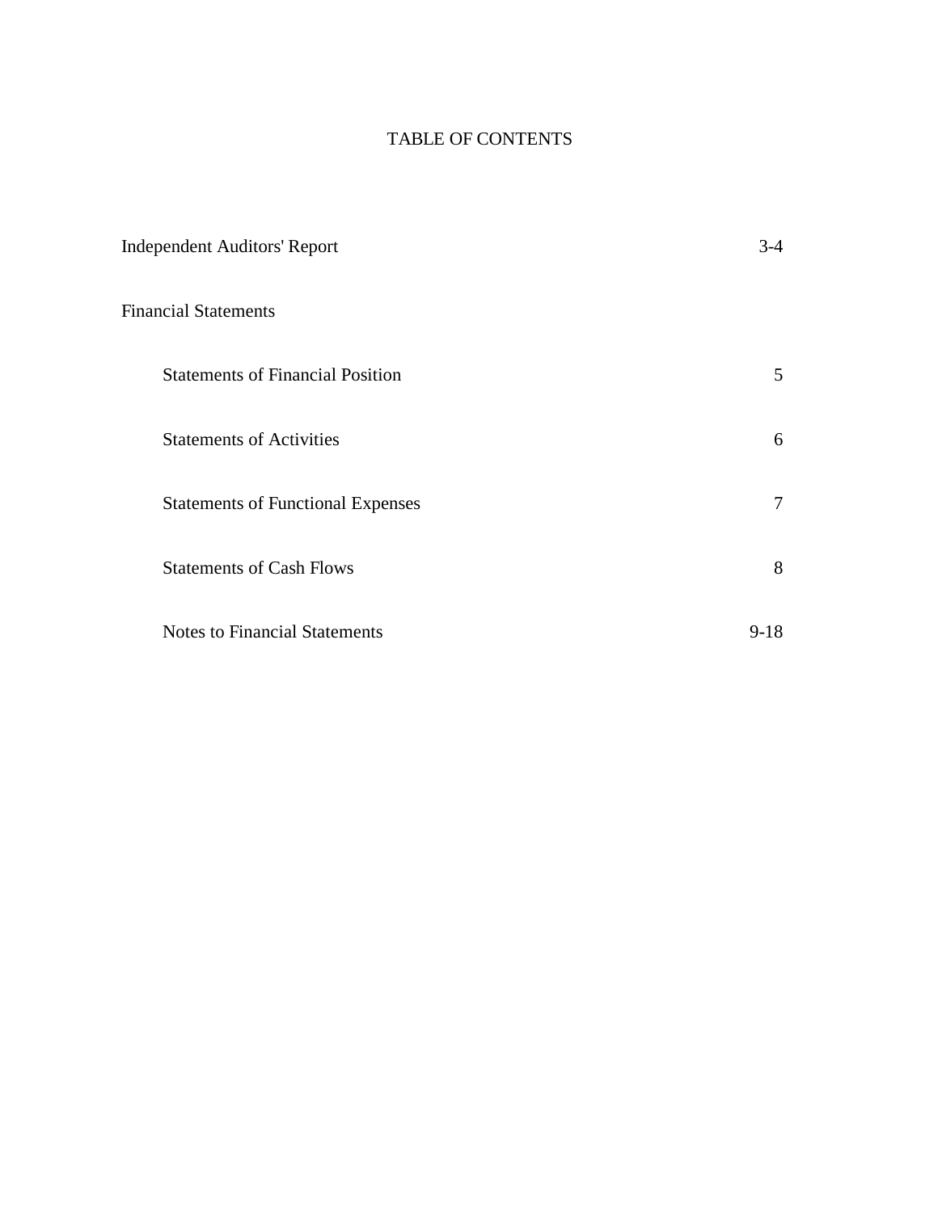# TABLE OF CONTENTS

| | |
|---|---|
| Independent Auditors' Report | 3-4 |
| Financial Statements | |
| Statements of Financial Position | 5 |
| Statements of Activities | 6 |
| Statements of Functional Expenses | 7 |
| Statements of Cash Flows | 8 |
| Notes to Financial Statements | 9-18 |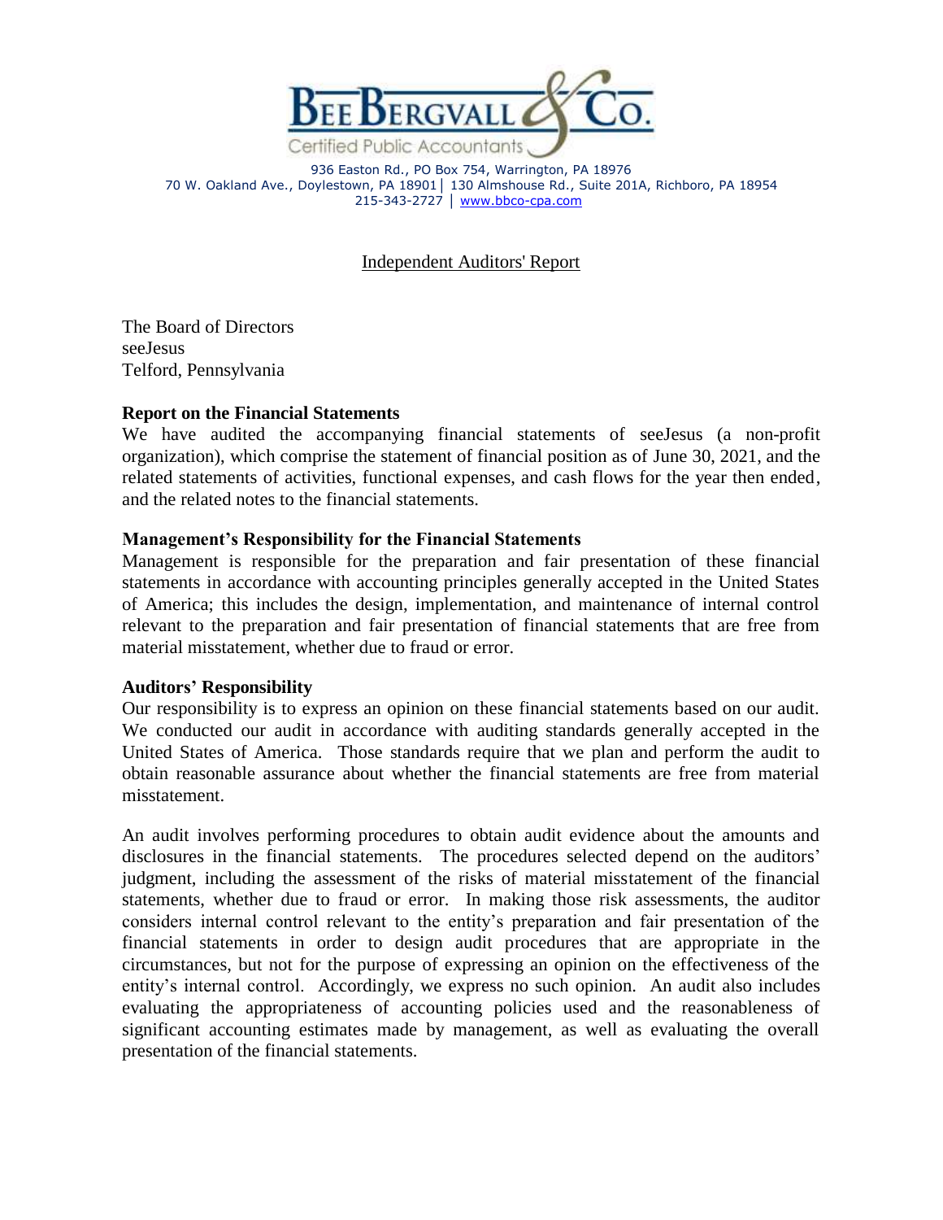BEE BERGVALL & CO.
Certified Public Accountants

936 Easton Rd., PO Box 754, Warrington, PA 18976
70 W. Oakland Ave., Doylestown, PA 18901 | 130 Almshouse Rd., Suite 201A, Richboro, PA 18954
215-343-2727 | www.bbco-cpa.com

# Independent Auditors' Report

The Board of Directors
seeJesus
Telford, Pennsylvania

**Report on the Financial Statements**
We have audited the accompanying financial statements of seeJesus (a non-profit organization), which comprise the statement of financial position as of June 30, 2021, and the related statements of activities, functional expenses, and cash flows for the year then ended, and the related notes to the financial statements.

**Management's Responsibility for the Financial Statements**
Management is responsible for the preparation and fair presentation of these financial statements in accordance with accounting principles generally accepted in the United States of America; this includes the design, implementation, and maintenance of internal control relevant to the preparation and fair presentation of financial statements that are free from material misstatement, whether due to fraud or error.

**Auditors' Responsibility**
Our responsibility is to express an opinion on these financial statements based on our audit. We conducted our audit in accordance with auditing standards generally accepted in the United States of America. Those standards require that we plan and perform the audit to obtain reasonable assurance about whether the financial statements are free from material misstatement.

An audit involves performing procedures to obtain audit evidence about the amounts and disclosures in the financial statements. The procedures selected depend on the auditors' judgment, including the assessment of the risks of material misstatement of the financial statements, whether due to fraud or error. In making those risk assessments, the auditor considers internal control relevant to the entity's preparation and fair presentation of the financial statements in order to design audit procedures that are appropriate in the circumstances, but not for the purpose of expressing an opinion on the effectiveness of the entity's internal control. Accordingly, we express no such opinion. An audit also includes evaluating the appropriateness of accounting policies used and the reasonableness of significant accounting estimates made by management, as well as evaluating the overall presentation of the financial statements.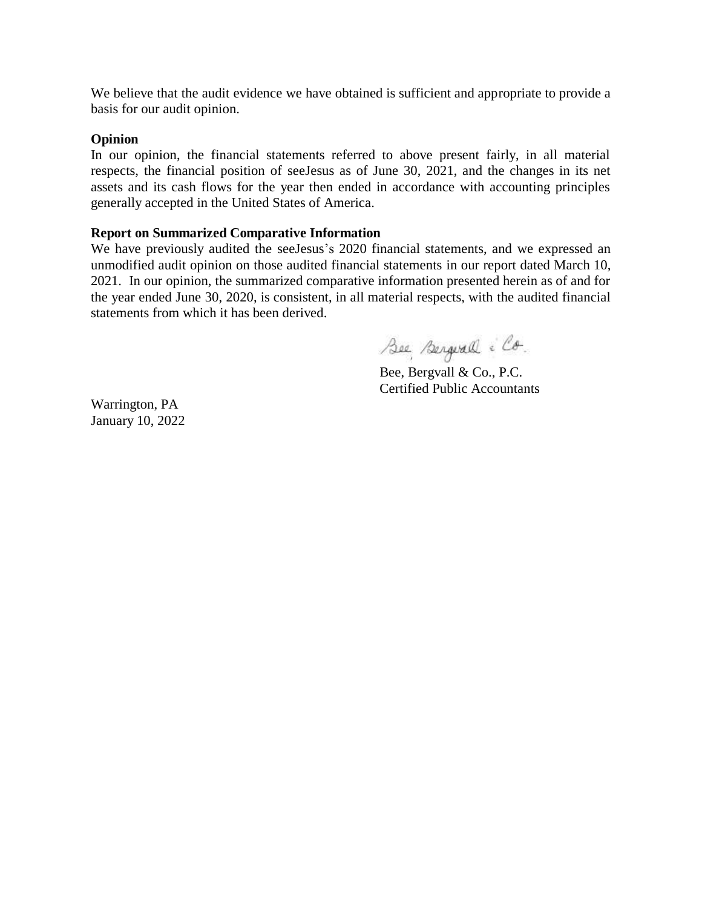We believe that the audit evidence we have obtained is sufficient and appropriate to provide a basis for our audit opinion.

**Opinion**

In our opinion, the financial statements referred to above present fairly, in all material respects, the financial position of seeJesus as of June 30, 2021, and the changes in its net assets and its cash flows for the year then ended in accordance with accounting principles generally accepted in the United States of America.

**Report on Summarized Comparative Information**

We have previously audited the seeJesus's 2020 financial statements, and we expressed an unmodified audit opinion on those audited financial statements in our report dated March 10, 2021. In our opinion, the summarized comparative information presented herein as of and for the year ended June 30, 2020, is consistent, in all material respects, with the audited financial statements from which it has been derived.

Bee, Bergvall & Co.

Bee, Bergvall & Co., P.C.
Certified Public Accountants

Warrington, PA
January 10, 2022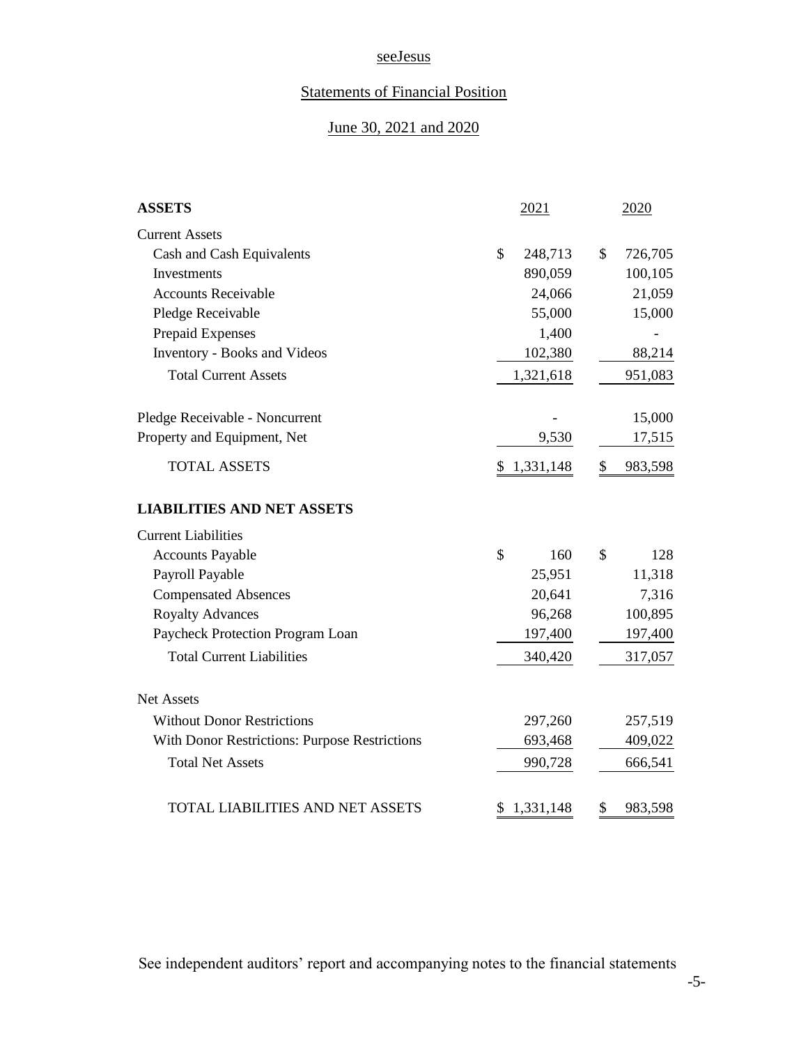# seeJesus

## Statements of Financial Position

### June 30, 2021 and 2020

| **ASSETS** | 2021 | 2020 |
|---|---|---|
| Current Assets | | |
| Cash and Cash Equivalents | $ 248,713 | $ 726,705 |
| Investments | 890,059 | 100,105 |
| Accounts Receivable | 24,066 | 21,059 |
| Pledge Receivable | 55,000 | 15,000 |
| Prepaid Expenses | 1,400 | - |
| Inventory - Books and Videos | 102,380 | 88,214 |
| Total Current Assets | 1,321,618 | 951,083 |
| | | |
| Pledge Receivable - Noncurrent | - | 15,000 |
| Property and Equipment, Net | 9,530 | 17,515 |
| TOTAL ASSETS | $ 1,331,148 | $ 983,598 |
| | | |
| **LIABILITIES AND NET ASSETS** | | |
| Current Liabilities | | |
| Accounts Payable | $ 160 | $ 128 |
| Payroll Payable | 25,951 | 11,318 |
| Compensated Absences | 20,641 | 7,316 |
| Royalty Advances | 96,268 | 100,895 |
| Paycheck Protection Program Loan | 197,400 | 197,400 |
| Total Current Liabilities | 340,420 | 317,057 |
| | | |
| Net Assets | | |
| Without Donor Restrictions | 297,260 | 257,519 |
| With Donor Restrictions: Purpose Restrictions | 693,468 | 409,022 |
| Total Net Assets | 990,728 | 666,541 |
| | | |
| TOTAL LIABILITIES AND NET ASSETS | $ 1,331,148 | $ 983,598 |

See independent auditors' report and accompanying notes to the financial statements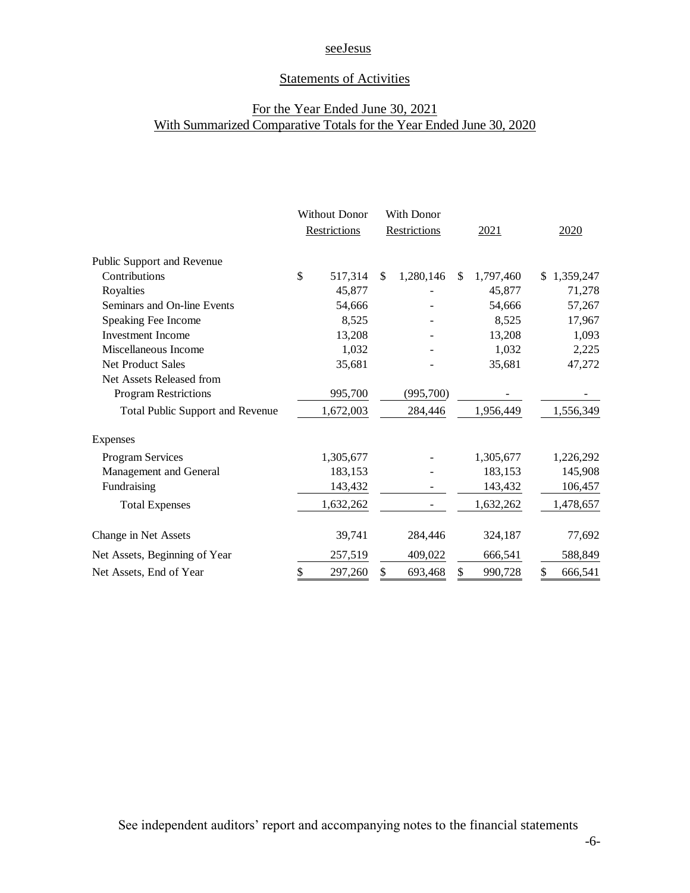# seeJesus

## Statements of Activities

### For the Year Ended June 30, 2021
### With Summarized Comparative Totals for the Year Ended June 30, 2020

| | Without Donor Restrictions | With Donor Restrictions | 2021 | 2020 |
|---|---|---|---|---|
| **Public Support and Revenue** | | | | |
| Contributions | $ 517,314 | $ 1,280,146 | $ 1,797,460 | $ 1,359,247 |
| Royalties | 45,877 | - | 45,877 | 71,278 |
| Seminars and On-line Events | 54,666 | - | 54,666 | 57,267 |
| Speaking Fee Income | 8,525 | - | 8,525 | 17,967 |
| Investment Income | 13,208 | - | 13,208 | 1,093 |
| Miscellaneous Income | 1,032 | - | 1,032 | 2,225 |
| Net Product Sales | 35,681 | - | 35,681 | 47,272 |
| Net Assets Released from Program Restrictions | 995,700 | (995,700) | - | - |
| Total Public Support and Revenue | 1,672,003 | 284,446 | 1,956,449 | 1,556,349 |
| **Expenses** | | | | |
| Program Services | 1,305,677 | - | 1,305,677 | 1,226,292 |
| Management and General | 183,153 | - | 183,153 | 145,908 |
| Fundraising | 143,432 | - | 143,432 | 106,457 |
| Total Expenses | 1,632,262 | - | 1,632,262 | 1,478,657 |
| Change in Net Assets | 39,741 | 284,446 | 324,187 | 77,692 |
| Net Assets, Beginning of Year | 257,519 | 409,022 | 666,541 | 588,849 |
| Net Assets, End of Year | $ 297,260 | $ 693,468 | $ 990,728 | $ 666,541 |

See independent auditors' report and accompanying notes to the financial statements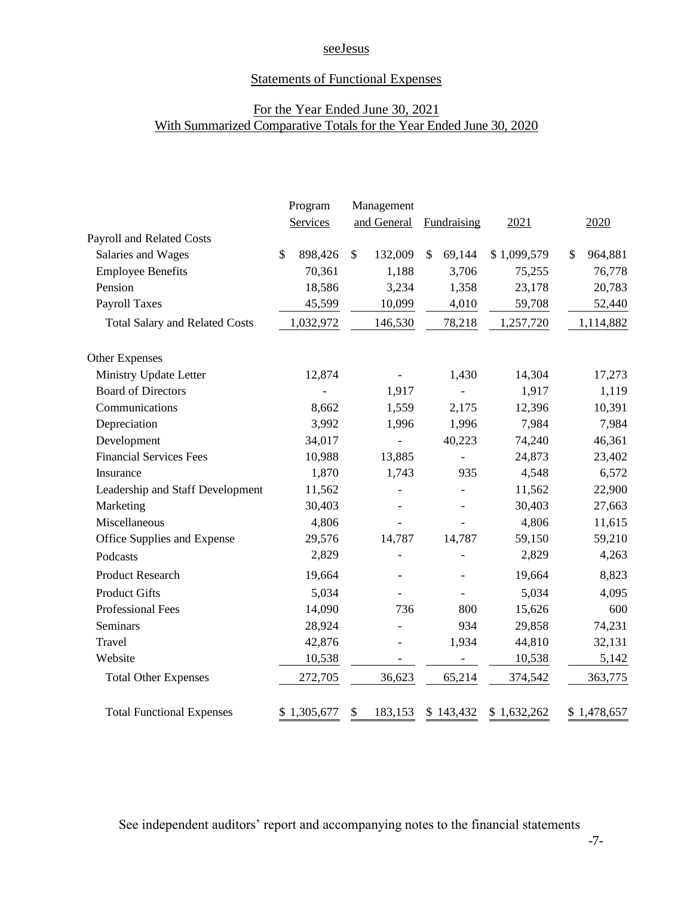# seeJesus

## Statements of Functional Expenses

### For the Year Ended June 30, 2021
### With Summarized Comparative Totals for the Year Ended June 30, 2020

| | Program Services | Management and General | Fundraising | 2021 | 2020 |
|---|---|---|---|---|---|
| **Payroll and Related Costs** | | | | | |
| Salaries and Wages | $ 898,426 | $ 132,009 | $ 69,144 | $ 1,099,579 | $ 964,881 |
| Employee Benefits | 70,361 | 1,188 | 3,706 | 75,255 | 76,778 |
| Pension | 18,586 | 3,234 | 1,358 | 23,178 | 20,783 |
| Payroll Taxes | 45,599 | 10,099 | 4,010 | 59,708 | 52,440 |
| Total Salary and Related Costs | 1,032,972 | 146,530 | 78,218 | 1,257,720 | 1,114,882 |
| **Other Expenses** | | | | | |
| Ministry Update Letter | 12,874 | - | 1,430 | 14,304 | 17,273 |
| Board of Directors | - | 1,917 | - | 1,917 | 1,119 |
| Communications | 8,662 | 1,559 | 2,175 | 12,396 | 10,391 |
| Depreciation | 3,992 | 1,996 | 1,996 | 7,984 | 7,984 |
| Development | 34,017 | - | 40,223 | 74,240 | 46,361 |
| Financial Services Fees | 10,988 | 13,885 | - | 24,873 | 23,402 |
| Insurance | 1,870 | 1,743 | 935 | 4,548 | 6,572 |
| Leadership and Staff Development | 11,562 | - | - | 11,562 | 22,900 |
| Marketing | 30,403 | - | - | 30,403 | 27,663 |
| Miscellaneous | 4,806 | - | - | 4,806 | 11,615 |
| Office Supplies and Expense | 29,576 | 14,787 | 14,787 | 59,150 | 59,210 |
| Podcasts | 2,829 | - | - | 2,829 | 4,263 |
| Product Research | 19,664 | - | - | 19,664 | 8,823 |
| Product Gifts | 5,034 | - | - | 5,034 | 4,095 |
| Professional Fees | 14,090 | 736 | 800 | 15,626 | 600 |
| Seminars | 28,924 | - | 934 | 29,858 | 74,231 |
| Travel | 42,876 | - | 1,934 | 44,810 | 32,131 |
| Website | 10,538 | - | - | 10,538 | 5,142 |
| Total Other Expenses | 272,705 | 36,623 | 65,214 | 374,542 | 363,775 |
| Total Functional Expenses | $ 1,305,677 | $ 183,153 | $ 143,432 | $ 1,632,262 | $ 1,478,657 |

See independent auditors' report and accompanying notes to the financial statements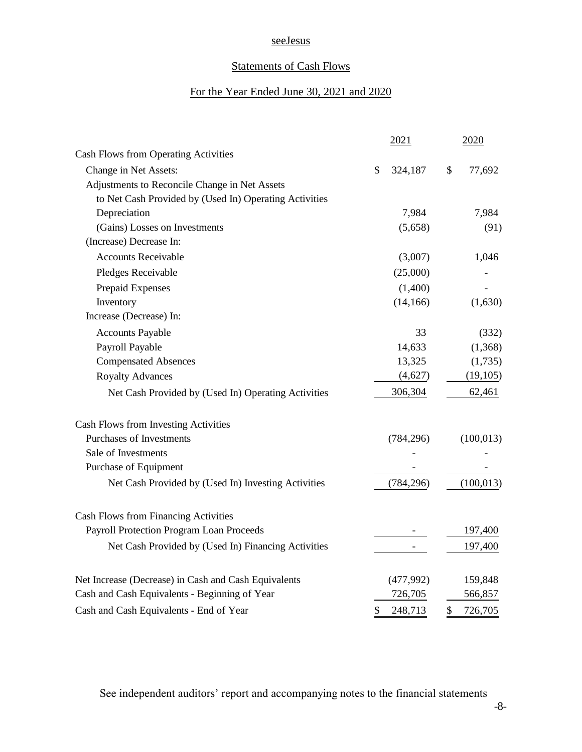seeJesus

Statements of Cash Flows

For the Year Ended June 30, 2021 and 2020

| | 2021 | 2020 |
|---|---|---|
| Cash Flows from Operating Activities | | |
| Change in Net Assets: | $ 324,187 | $ 77,692 |
| Adjustments to Reconcile Change in Net Assets to Net Cash Provided by (Used In) Operating Activities | | |
| Depreciation | 7,984 | 7,984 |
| (Gains) Losses on Investments | (5,658) | (91) |
| (Increase) Decrease In: | | |
| Accounts Receivable | (3,007) | 1,046 |
| Pledges Receivable | (25,000) | - |
| Prepaid Expenses | (1,400) | - |
| Inventory | (14,166) | (1,630) |
| Increase (Decrease) In: | | |
| Accounts Payable | 33 | (332) |
| Payroll Payable | 14,633 | (1,368) |
| Compensated Absences | 13,325 | (1,735) |
| Royalty Advances | (4,627) | (19,105) |
| Net Cash Provided by (Used In) Operating Activities | 306,304 | 62,461 |
| Cash Flows from Investing Activities | | |
| Purchases of Investments | (784,296) | (100,013) |
| Sale of Investments | - | - |
| Purchase of Equipment | - | - |
| Net Cash Provided by (Used In) Investing Activities | (784,296) | (100,013) |
| Cash Flows from Financing Activities | | |
| Payroll Protection Program Loan Proceeds | - | 197,400 |
| Net Cash Provided by (Used In) Financing Activities | - | 197,400 |
| Net Increase (Decrease) in Cash and Cash Equivalents | (477,992) | 159,848 |
| Cash and Cash Equivalents - Beginning of Year | 726,705 | 566,857 |
| Cash and Cash Equivalents - End of Year | $ 248,713 | $ 726,705 |

See independent auditors' report and accompanying notes to the financial statements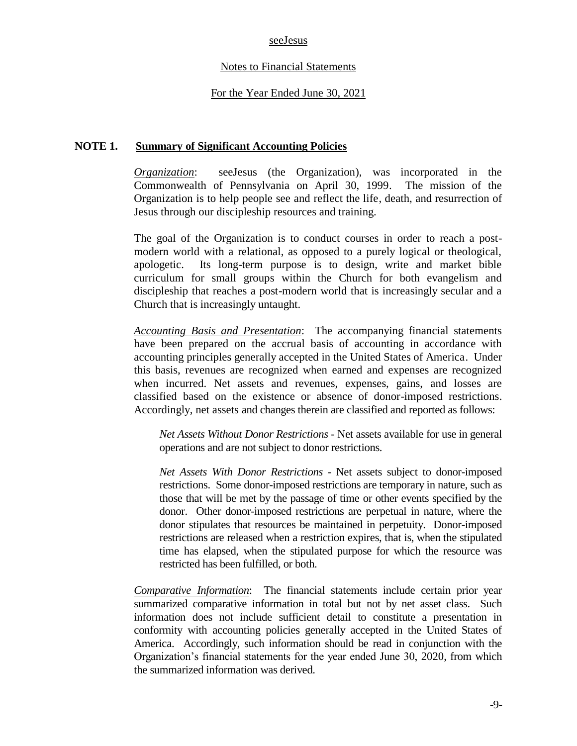seeJesus

Notes to Financial Statements

For the Year Ended June 30, 2021

## NOTE 1. Summary of Significant Accounting Policies

*Organization*: seeJesus (the Organization), was incorporated in the Commonwealth of Pennsylvania on April 30, 1999. The mission of the Organization is to help people see and reflect the life, death, and resurrection of Jesus through our discipleship resources and training.

The goal of the Organization is to conduct courses in order to reach a post-modern world with a relational, as opposed to a purely logical or theological, apologetic. Its long-term purpose is to design, write and market bible curriculum for small groups within the Church for both evangelism and discipleship that reaches a post-modern world that is increasingly secular and a Church that is increasingly untaught.

*Accounting Basis and Presentation*: The accompanying financial statements have been prepared on the accrual basis of accounting in accordance with accounting principles generally accepted in the United States of America. Under this basis, revenues are recognized when earned and expenses are recognized when incurred. Net assets and revenues, expenses, gains, and losses are classified based on the existence or absence of donor-imposed restrictions. Accordingly, net assets and changes therein are classified and reported as follows:

*Net Assets Without Donor Restrictions* - Net assets available for use in general operations and are not subject to donor restrictions.

*Net Assets With Donor Restrictions* - Net assets subject to donor-imposed restrictions. Some donor-imposed restrictions are temporary in nature, such as those that will be met by the passage of time or other events specified by the donor. Other donor-imposed restrictions are perpetual in nature, where the donor stipulates that resources be maintained in perpetuity. Donor-imposed restrictions are released when a restriction expires, that is, when the stipulated time has elapsed, when the stipulated purpose for which the resource was restricted has been fulfilled, or both.

*Comparative Information*: The financial statements include certain prior year summarized comparative information in total but not by net asset class. Such information does not include sufficient detail to constitute a presentation in conformity with accounting policies generally accepted in the United States of America. Accordingly, such information should be read in conjunction with the Organization's financial statements for the year ended June 30, 2020, from which the summarized information was derived.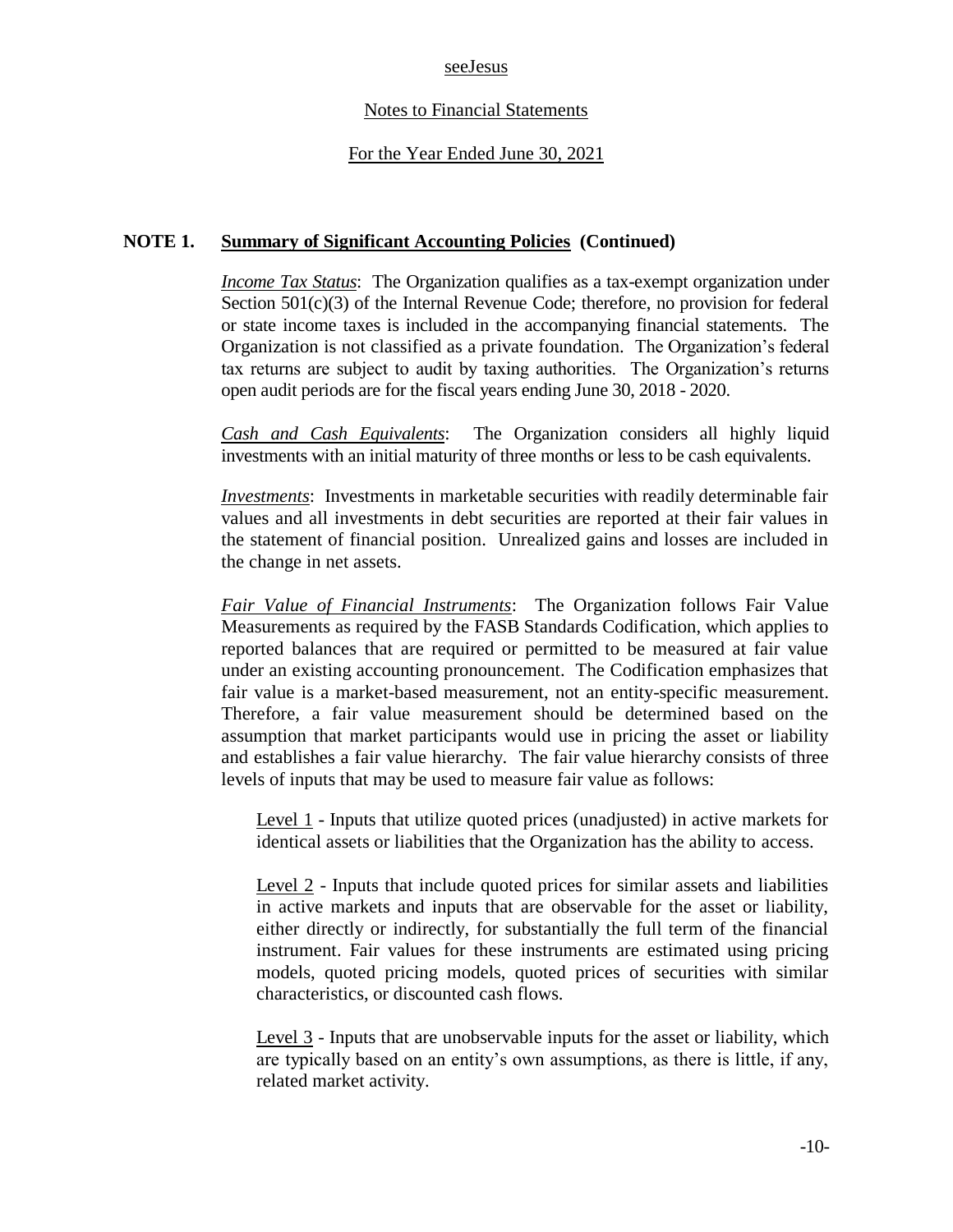seeJesus

Notes to Financial Statements

For the Year Ended June 30, 2021

## NOTE 1. Summary of Significant Accounting Policies (Continued)

*Income Tax Status*: The Organization qualifies as a tax-exempt organization under Section 501(c)(3) of the Internal Revenue Code; therefore, no provision for federal or state income taxes is included in the accompanying financial statements. The Organization is not classified as a private foundation. The Organization's federal tax returns are subject to audit by taxing authorities. The Organization's returns open audit periods are for the fiscal years ending June 30, 2018 - 2020.

*Cash and Cash Equivalents*: The Organization considers all highly liquid investments with an initial maturity of three months or less to be cash equivalents.

*Investments*: Investments in marketable securities with readily determinable fair values and all investments in debt securities are reported at their fair values in the statement of financial position. Unrealized gains and losses are included in the change in net assets.

*Fair Value of Financial Instruments*: The Organization follows Fair Value Measurements as required by the FASB Standards Codification, which applies to reported balances that are required or permitted to be measured at fair value under an existing accounting pronouncement. The Codification emphasizes that fair value is a market-based measurement, not an entity-specific measurement. Therefore, a fair value measurement should be determined based on the assumption that market participants would use in pricing the asset or liability and establishes a fair value hierarchy. The fair value hierarchy consists of three levels of inputs that may be used to measure fair value as follows:

Level 1 - Inputs that utilize quoted prices (unadjusted) in active markets for identical assets or liabilities that the Organization has the ability to access.

Level 2 - Inputs that include quoted prices for similar assets and liabilities in active markets and inputs that are observable for the asset or liability, either directly or indirectly, for substantially the full term of the financial instrument. Fair values for these instruments are estimated using pricing models, quoted pricing models, quoted prices of securities with similar characteristics, or discounted cash flows.

Level 3 - Inputs that are unobservable inputs for the asset or liability, which are typically based on an entity's own assumptions, as there is little, if any, related market activity.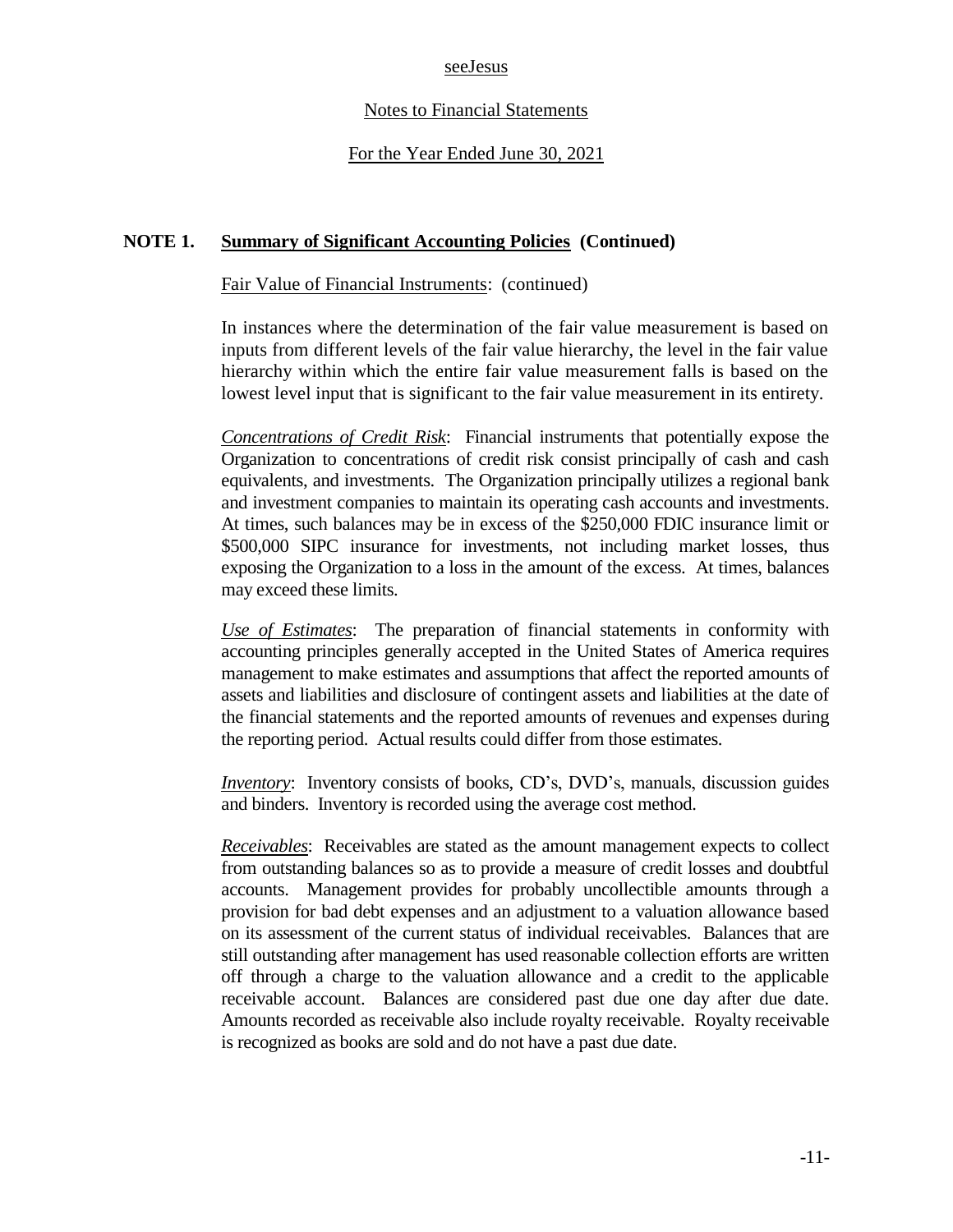## NOTE 1. Summary of Significant Accounting Policies (Continued)

Fair Value of Financial Instruments: (continued)

In instances where the determination of the fair value measurement is based on inputs from different levels of the fair value hierarchy, the level in the fair value hierarchy within which the entire fair value measurement falls is based on the lowest level input that is significant to the fair value measurement in its entirety.

*Concentrations of Credit Risk*: Financial instruments that potentially expose the Organization to concentrations of credit risk consist principally of cash and cash equivalents, and investments. The Organization principally utilizes a regional bank and investment companies to maintain its operating cash accounts and investments. At times, such balances may be in excess of the $250,000 FDIC insurance limit or $500,000 SIPC insurance for investments, not including market losses, thus exposing the Organization to a loss in the amount of the excess. At times, balances may exceed these limits.

*Use of Estimates*: The preparation of financial statements in conformity with accounting principles generally accepted in the United States of America requires management to make estimates and assumptions that affect the reported amounts of assets and liabilities and disclosure of contingent assets and liabilities at the date of the financial statements and the reported amounts of revenues and expenses during the reporting period. Actual results could differ from those estimates.

*Inventory*: Inventory consists of books, CD's, DVD's, manuals, discussion guides and binders. Inventory is recorded using the average cost method.

*Receivables*: Receivables are stated as the amount management expects to collect from outstanding balances so as to provide a measure of credit losses and doubtful accounts. Management provides for probably uncollectible amounts through a provision for bad debt expenses and an adjustment to a valuation allowance based on its assessment of the current status of individual receivables. Balances that are still outstanding after management has used reasonable collection efforts are written off through a charge to the valuation allowance and a credit to the applicable receivable account. Balances are considered past due one day after due date. Amounts recorded as receivable also include royalty receivable. Royalty receivable is recognized as books are sold and do not have a past due date.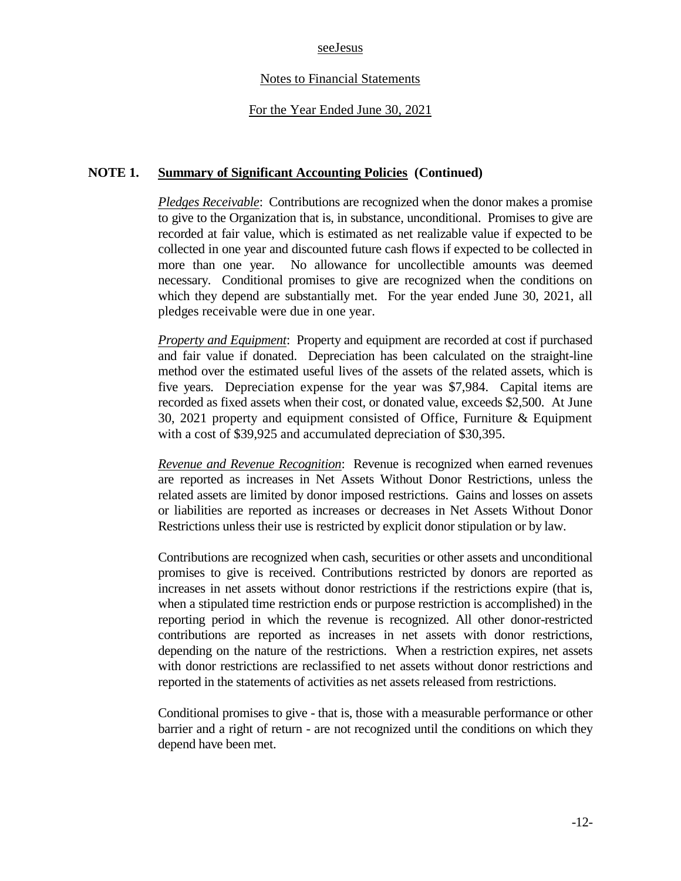seeJesus

Notes to Financial Statements

For the Year Ended June 30, 2021

**NOTE 1. Summary of Significant Accounting Policies (Continued)**

*Pledges Receivable*: Contributions are recognized when the donor makes a promise to give to the Organization that is, in substance, unconditional. Promises to give are recorded at fair value, which is estimated as net realizable value if expected to be collected in one year and discounted future cash flows if expected to be collected in more than one year. No allowance for uncollectible amounts was deemed necessary. Conditional promises to give are recognized when the conditions on which they depend are substantially met. For the year ended June 30, 2021, all pledges receivable were due in one year.

*Property and Equipment*: Property and equipment are recorded at cost if purchased and fair value if donated. Depreciation has been calculated on the straight-line method over the estimated useful lives of the assets of the related assets, which is five years. Depreciation expense for the year was $7,984. Capital items are recorded as fixed assets when their cost, or donated value, exceeds $2,500. At June 30, 2021 property and equipment consisted of Office, Furniture & Equipment with a cost of $39,925 and accumulated depreciation of $30,395.

*Revenue and Revenue Recognition*: Revenue is recognized when earned revenues are reported as increases in Net Assets Without Donor Restrictions, unless the related assets are limited by donor imposed restrictions. Gains and losses on assets or liabilities are reported as increases or decreases in Net Assets Without Donor Restrictions unless their use is restricted by explicit donor stipulation or by law.

Contributions are recognized when cash, securities or other assets and unconditional promises to give is received. Contributions restricted by donors are reported as increases in net assets without donor restrictions if the restrictions expire (that is, when a stipulated time restriction ends or purpose restriction is accomplished) in the reporting period in which the revenue is recognized. All other donor-restricted contributions are reported as increases in net assets with donor restrictions, depending on the nature of the restrictions. When a restriction expires, net assets with donor restrictions are reclassified to net assets without donor restrictions and reported in the statements of activities as net assets released from restrictions.

Conditional promises to give - that is, those with a measurable performance or other barrier and a right of return - are not recognized until the conditions on which they depend have been met.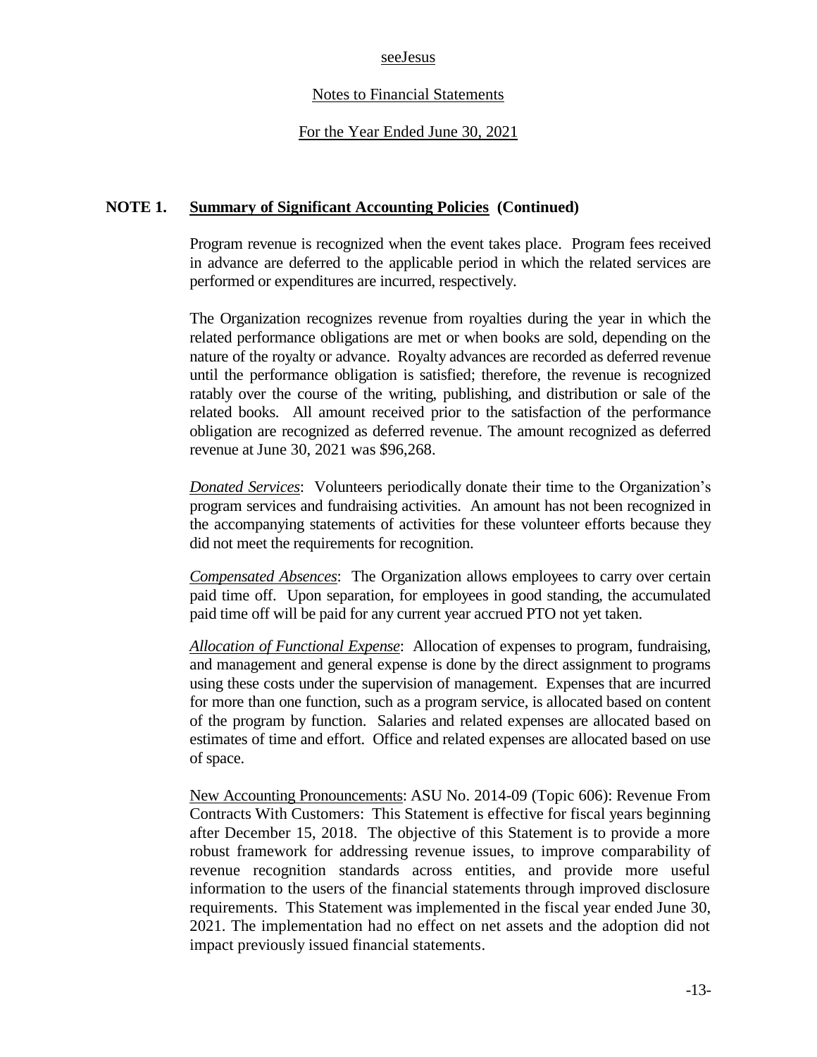seeJesus

Notes to Financial Statements

For the Year Ended June 30, 2021

## NOTE 1. Summary of Significant Accounting Policies (Continued)

Program revenue is recognized when the event takes place. Program fees received in advance are deferred to the applicable period in which the related services are performed or expenditures are incurred, respectively.

The Organization recognizes revenue from royalties during the year in which the related performance obligations are met or when books are sold, depending on the nature of the royalty or advance. Royalty advances are recorded as deferred revenue until the performance obligation is satisfied; therefore, the revenue is recognized ratably over the course of the writing, publishing, and distribution or sale of the related books. All amount received prior to the satisfaction of the performance obligation are recognized as deferred revenue. The amount recognized as deferred revenue at June 30, 2021 was $96,268.

*Donated Services*: Volunteers periodically donate their time to the Organization's program services and fundraising activities. An amount has not been recognized in the accompanying statements of activities for these volunteer efforts because they did not meet the requirements for recognition.

*Compensated Absences*: The Organization allows employees to carry over certain paid time off. Upon separation, for employees in good standing, the accumulated paid time off will be paid for any current year accrued PTO not yet taken.

*Allocation of Functional Expense*: Allocation of expenses to program, fundraising, and management and general expense is done by the direct assignment to programs using these costs under the supervision of management. Expenses that are incurred for more than one function, such as a program service, is allocated based on content of the program by function. Salaries and related expenses are allocated based on estimates of time and effort. Office and related expenses are allocated based on use of space.

New Accounting Pronouncements: ASU No. 2014-09 (Topic 606): Revenue From Contracts With Customers: This Statement is effective for fiscal years beginning after December 15, 2018. The objective of this Statement is to provide a more robust framework for addressing revenue issues, to improve comparability of revenue recognition standards across entities, and provide more useful information to the users of the financial statements through improved disclosure requirements. This Statement was implemented in the fiscal year ended June 30, 2021. The implementation had no effect on net assets and the adoption did not impact previously issued financial statements.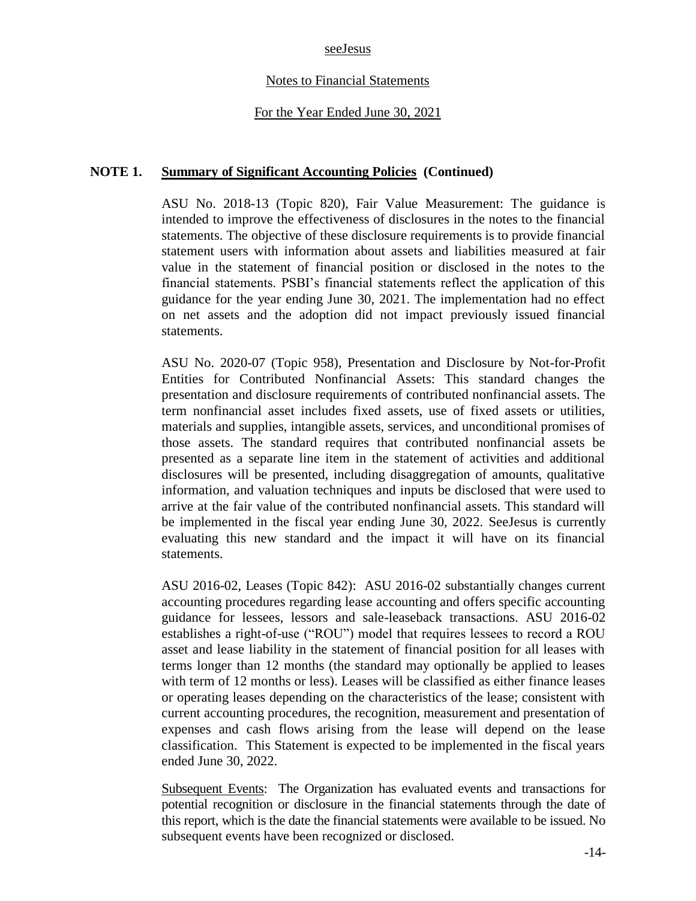**NOTE 1. Summary of Significant Accounting Policies (Continued)**

ASU No. 2018-13 (Topic 820), Fair Value Measurement: The guidance is intended to improve the effectiveness of disclosures in the notes to the financial statements. The objective of these disclosure requirements is to provide financial statement users with information about assets and liabilities measured at fair value in the statement of financial position or disclosed in the notes to the financial statements. PSBI's financial statements reflect the application of this guidance for the year ending June 30, 2021. The implementation had no effect on net assets and the adoption did not impact previously issued financial statements.

ASU No. 2020-07 (Topic 958), Presentation and Disclosure by Not-for-Profit Entities for Contributed Nonfinancial Assets: This standard changes the presentation and disclosure requirements of contributed nonfinancial assets. The term nonfinancial asset includes fixed assets, use of fixed assets or utilities, materials and supplies, intangible assets, services, and unconditional promises of those assets. The standard requires that contributed nonfinancial assets be presented as a separate line item in the statement of activities and additional disclosures will be presented, including disaggregation of amounts, qualitative information, and valuation techniques and inputs be disclosed that were used to arrive at the fair value of the contributed nonfinancial assets. This standard will be implemented in the fiscal year ending June 30, 2022. SeeJesus is currently evaluating this new standard and the impact it will have on its financial statements.

ASU 2016-02, Leases (Topic 842): ASU 2016-02 substantially changes current accounting procedures regarding lease accounting and offers specific accounting guidance for lessees, lessors and sale-leaseback transactions. ASU 2016-02 establishes a right-of-use ("ROU") model that requires lessees to record a ROU asset and lease liability in the statement of financial position for all leases with terms longer than 12 months (the standard may optionally be applied to leases with term of 12 months or less). Leases will be classified as either finance leases or operating leases depending on the characteristics of the lease; consistent with current accounting procedures, the recognition, measurement and presentation of expenses and cash flows arising from the lease will depend on the lease classification. This Statement is expected to be implemented in the fiscal years ended June 30, 2022.

Subsequent Events: The Organization has evaluated events and transactions for potential recognition or disclosure in the financial statements through the date of this report, which is the date the financial statements were available to be issued. No subsequent events have been recognized or disclosed.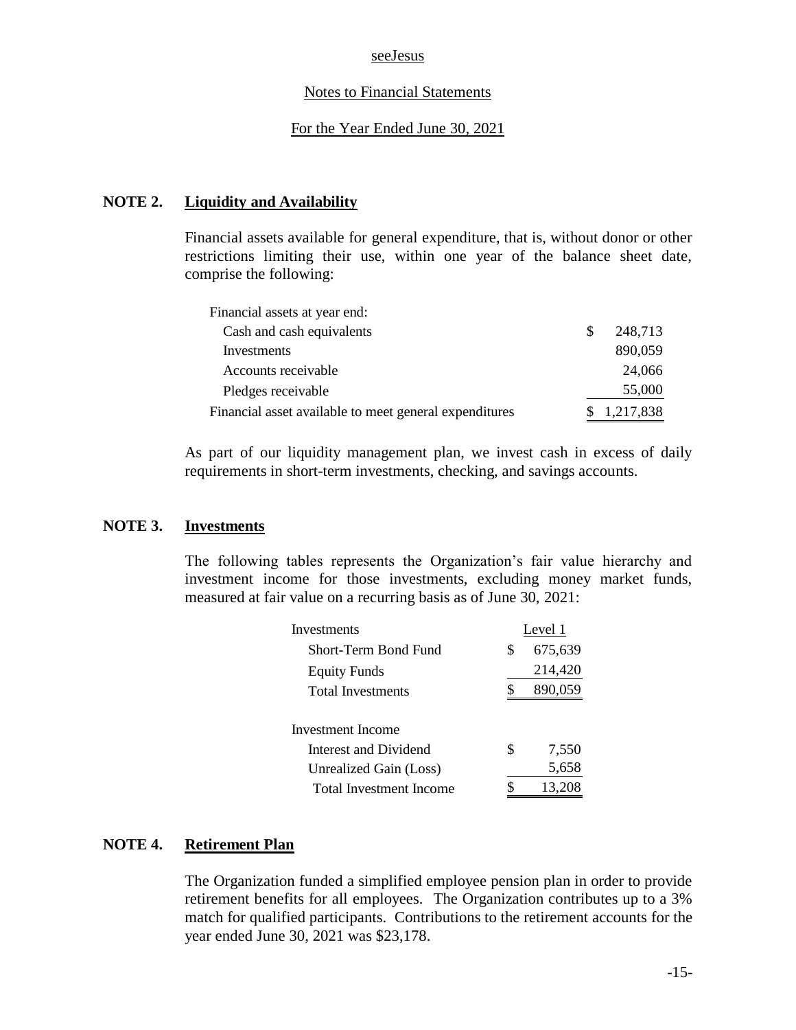seeJesus

Notes to Financial Statements

For the Year Ended June 30, 2021

## NOTE 2. Liquidity and Availability

Financial assets available for general expenditure, that is, without donor or other restrictions limiting their use, within one year of the balance sheet date, comprise the following:

| | |
|---|---|
| Financial assets at year end: | |
| Cash and cash equivalents | $ 248,713 |
| Investments | 890,059 |
| Accounts receivable | 24,066 |
| Pledges receivable | 55,000 |
| Financial asset available to meet general expenditures | $ 1,217,838 |

As part of our liquidity management plan, we invest cash in excess of daily requirements in short-term investments, checking, and savings accounts.

## NOTE 3. Investments

The following tables represents the Organization's fair value hierarchy and investment income for those investments, excluding money market funds, measured at fair value on a recurring basis as of June 30, 2021:

| Investments | Level 1 |
|---|---|
| Short-Term Bond Fund | $ 675,639 |
| Equity Funds | 214,420 |
| Total Investments | $ 890,059 |

| Investment Income | |
|---|---|
| Interest and Dividend | $ 7,550 |
| Unrealized Gain (Loss) | 5,658 |
| Total Investment Income | $ 13,208 |

## NOTE 4. Retirement Plan

The Organization funded a simplified employee pension plan in order to provide retirement benefits for all employees. The Organization contributes up to a 3% match for qualified participants. Contributions to the retirement accounts for the year ended June 30, 2021 was $23,178.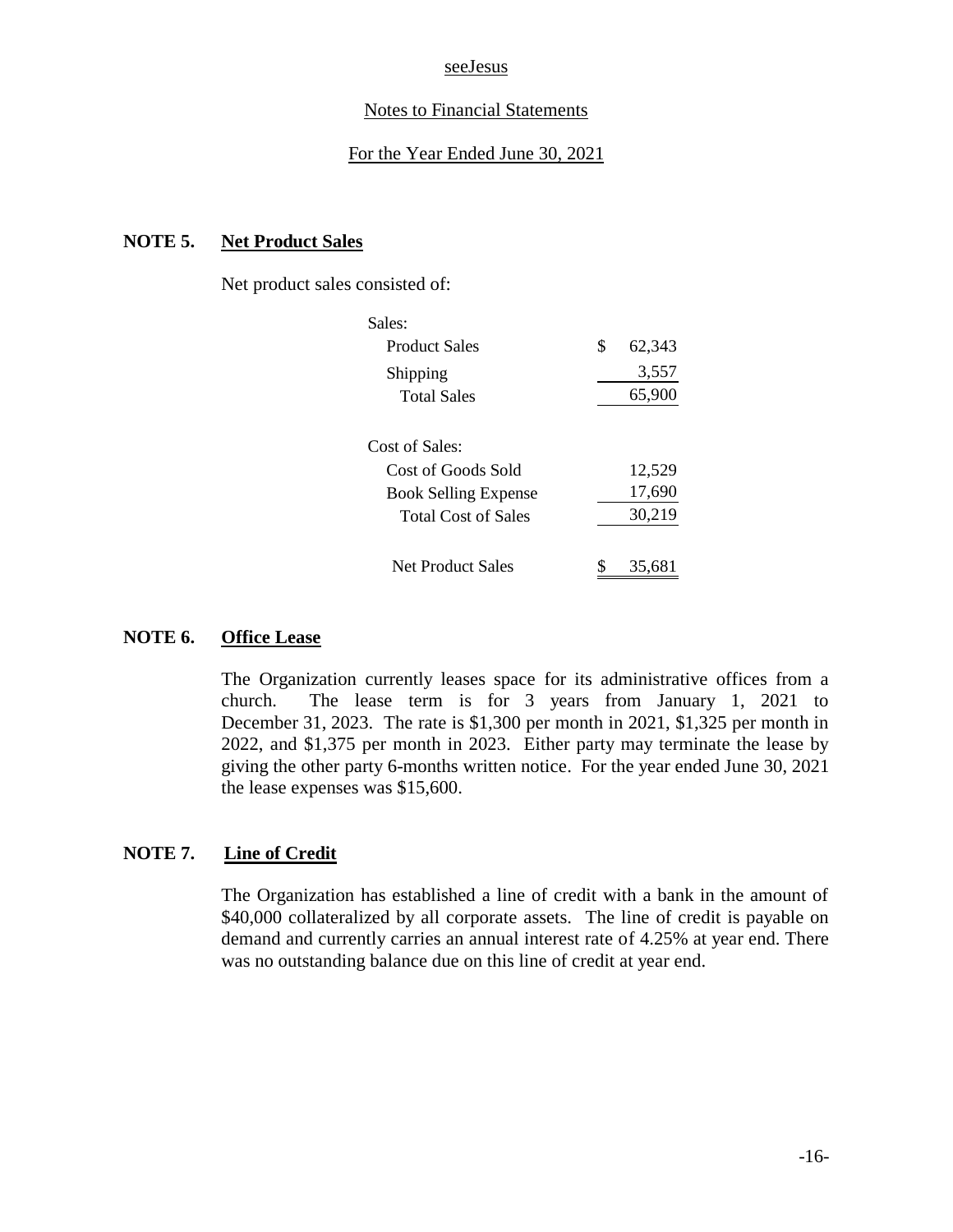seeJesus

Notes to Financial Statements

For the Year Ended June 30, 2021

## NOTE 5. Net Product Sales

Net product sales consisted of:

| | |
|---|---|
| Sales: | |
| Product Sales | $ 62,343 |
| Shipping | 3,557 |
| Total Sales | 65,900 |
| | |
| Cost of Sales: | |
| Cost of Goods Sold | 12,529 |
| Book Selling Expense | 17,690 |
| Total Cost of Sales | 30,219 |
| | |
| Net Product Sales | $ 35,681 |

## NOTE 6. Office Lease

The Organization currently leases space for its administrative offices from a church. The lease term is for 3 years from January 1, 2021 to December 31, 2023. The rate is $1,300 per month in 2021, $1,325 per month in 2022, and $1,375 per month in 2023. Either party may terminate the lease by giving the other party 6-months written notice. For the year ended June 30, 2021 the lease expenses was $15,600.

## NOTE 7. Line of Credit

The Organization has established a line of credit with a bank in the amount of $40,000 collateralized by all corporate assets. The line of credit is payable on demand and currently carries an annual interest rate of 4.25% at year end. There was no outstanding balance due on this line of credit at year end.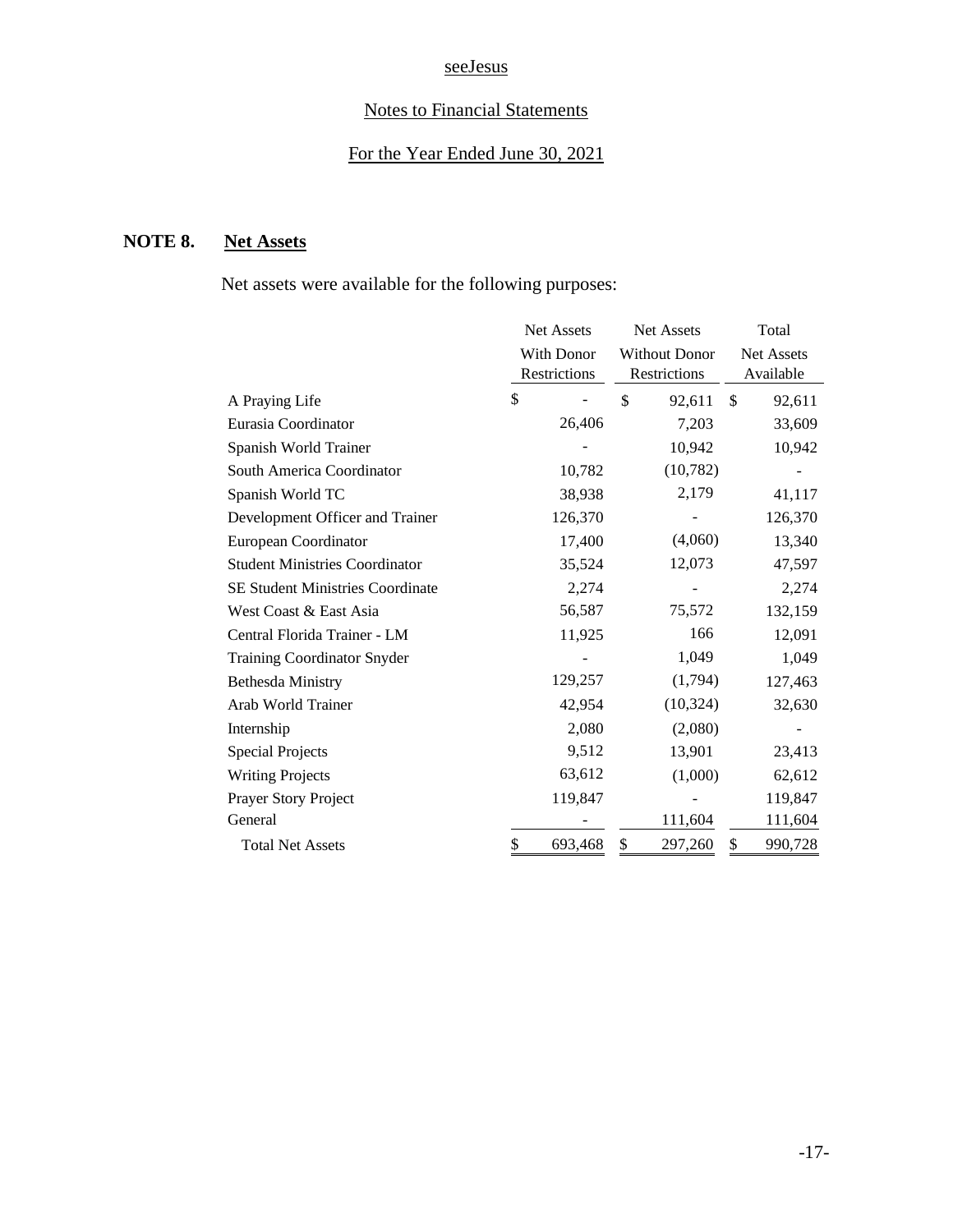seeJesus

Notes to Financial Statements

For the Year Ended June 30, 2021

## NOTE 8. Net Assets

Net assets were available for the following purposes:

| | Net Assets With Donor Restrictions | Net Assets Without Donor Restrictions | Total Net Assets Available |
|---|---|---|---|
| A Praying Life | $ - | $ 92,611 | $ 92,611 |
| Eurasia Coordinator | 26,406 | 7,203 | 33,609 |
| Spanish World Trainer | - | 10,942 | 10,942 |
| South America Coordinator | 10,782 | (10,782) | - |
| Spanish World TC | 38,938 | 2,179 | 41,117 |
| Development Officer and Trainer | 126,370 | - | 126,370 |
| European Coordinator | 17,400 | (4,060) | 13,340 |
| Student Ministries Coordinator | 35,524 | 12,073 | 47,597 |
| SE Student Ministries Coordinate | 2,274 | - | 2,274 |
| West Coast & East Asia | 56,587 | 75,572 | 132,159 |
| Central Florida Trainer - LM | 11,925 | 166 | 12,091 |
| Training Coordinator Snyder | - | 1,049 | 1,049 |
| Bethesda Ministry | 129,257 | (1,794) | 127,463 |
| Arab World Trainer | 42,954 | (10,324) | 32,630 |
| Internship | 2,080 | (2,080) | - |
| Special Projects | 9,512 | 13,901 | 23,413 |
| Writing Projects | 63,612 | (1,000) | 62,612 |
| Prayer Story Project | 119,847 | - | 119,847 |
| General | - | 111,604 | 111,604 |
| Total Net Assets | $ 693,468 | $ 297,260 | $ 990,728 |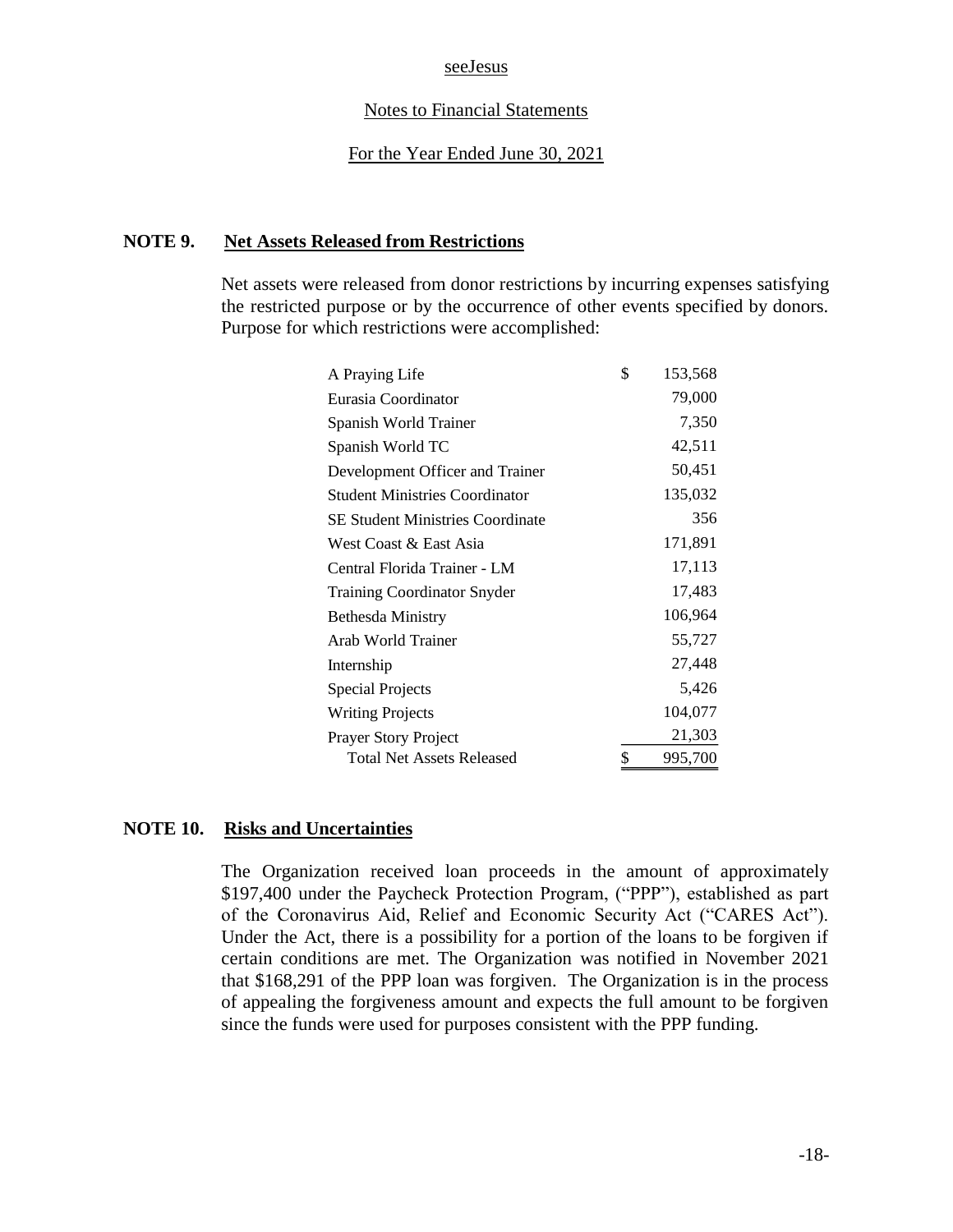seeJesus

Notes to Financial Statements

For the Year Ended June 30, 2021

## NOTE 9. Net Assets Released from Restrictions

Net assets were released from donor restrictions by incurring expenses satisfying the restricted purpose or by the occurrence of other events specified by donors. Purpose for which restrictions were accomplished:

| | |
|---|---|
| A Praying Life | $ 153,568 |
| Eurasia Coordinator | 79,000 |
| Spanish World Trainer | 7,350 |
| Spanish World TC | 42,511 |
| Development Officer and Trainer | 50,451 |
| Student Ministries Coordinator | 135,032 |
| SE Student Ministries Coordinate | 356 |
| West Coast & East Asia | 171,891 |
| Central Florida Trainer - LM | 17,113 |
| Training Coordinator Snyder | 17,483 |
| Bethesda Ministry | 106,964 |
| Arab World Trainer | 55,727 |
| Internship | 27,448 |
| Special Projects | 5,426 |
| Writing Projects | 104,077 |
| Prayer Story Project | 21,303 |
| Total Net Assets Released | $ 995,700 |

## NOTE 10. Risks and Uncertainties

The Organization received loan proceeds in the amount of approximately $197,400 under the Paycheck Protection Program, ("PPP"), established as part of the Coronavirus Aid, Relief and Economic Security Act ("CARES Act"). Under the Act, there is a possibility for a portion of the loans to be forgiven if certain conditions are met. The Organization was notified in November 2021 that $168,291 of the PPP loan was forgiven. The Organization is in the process of appealing the forgiveness amount and expects the full amount to be forgiven since the funds were used for purposes consistent with the PPP funding.